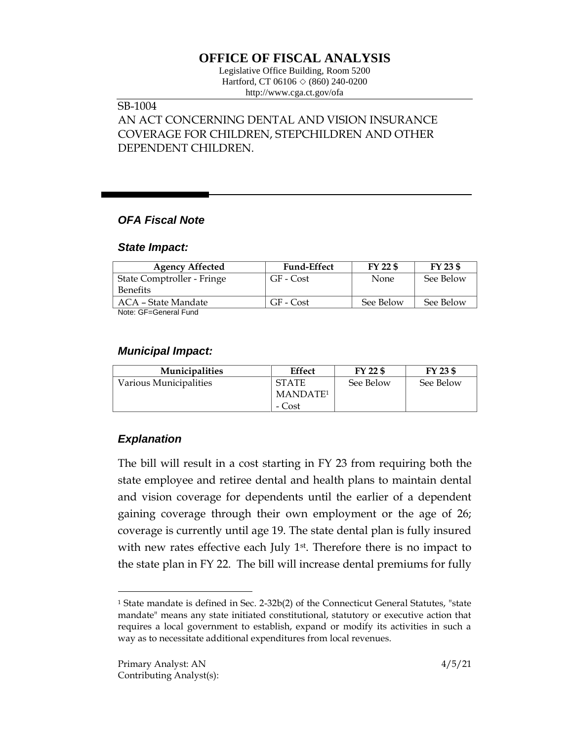# OFFICE OF FISCAL ANALYSIS

Legislative Office Building, Room 5200
Hartford, CT 06106 ◇ (860) 240-0200
http://www.cga.ct.gov/ofa

SB-1004
AN ACT CONCERNING DENTAL AND VISION INSURANCE COVERAGE FOR CHILDREN, STEPCHILDREN AND OTHER DEPENDENT CHILDREN.

## *OFA Fiscal Note*

### *State Impact:*

| Agency Affected | Fund-Effect | FY 22 $ | FY 23 $ |
|---|---|---|---|
| State Comptroller - Fringe Benefits | GF - Cost | None | See Below |
| ACA – State Mandate | GF - Cost | See Below | See Below |

Note: GF=General Fund

### *Municipal Impact:*

| Municipalities | Effect | FY 22 $ | FY 23 $ |
|---|---|---|---|
| Various Municipalities | STATE MANDATE[1] - Cost | See Below | See Below |

### *Explanation*

The bill will result in a cost starting in FY 23 from requiring both the state employee and retiree dental and health plans to maintain dental and vision coverage for dependents until the earlier of a dependent gaining coverage through their own employment or the age of 26; coverage is currently until age 19. The state dental plan is fully insured with new rates effective each July 1st. Therefore there is no impact to the state plan in FY 22. The bill will increase dental premiums for fully

[1] State mandate is defined in Sec. 2-32b(2) of the Connecticut General Statutes, "state mandate" means any state initiated constitutional, statutory or executive action that requires a local government to establish, expand or modify its activities in such a way as to necessitate additional expenditures from local revenues.

Primary Analyst: AN
Contributing Analyst(s):

4/5/21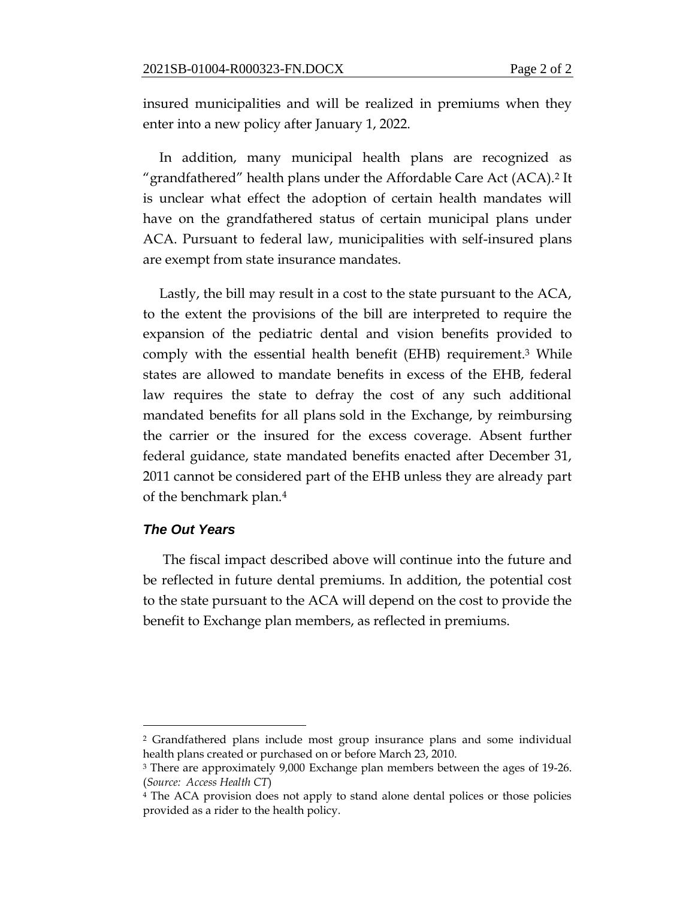insured municipalities and will be realized in premiums when they enter into a new policy after January 1, 2022.

In addition, many municipal health plans are recognized as "grandfathered" health plans under the Affordable Care Act (ACA).[2] It is unclear what effect the adoption of certain health mandates will have on the grandfathered status of certain municipal plans under ACA. Pursuant to federal law, municipalities with self-insured plans are exempt from state insurance mandates.

Lastly, the bill may result in a cost to the state pursuant to the ACA, to the extent the provisions of the bill are interpreted to require the expansion of the pediatric dental and vision benefits provided to comply with the essential health benefit (EHB) requirement.[3] While states are allowed to mandate benefits in excess of the EHB, federal law requires the state to defray the cost of any such additional mandated benefits for all plans sold in the Exchange, by reimbursing the carrier or the insured for the excess coverage. Absent further federal guidance, state mandated benefits enacted after December 31, 2011 cannot be considered part of the EHB unless they are already part of the benchmark plan.[4]

### *The Out Years*

The fiscal impact described above will continue into the future and be reflected in future dental premiums. In addition, the potential cost to the state pursuant to the ACA will depend on the cost to provide the benefit to Exchange plan members, as reflected in premiums.

---

[2] Grandfathered plans include most group insurance plans and some individual health plans created or purchased on or before March 23, 2010.

[3] There are approximately 9,000 Exchange plan members between the ages of 19-26. (*Source: Access Health CT*)

[4] The ACA provision does not apply to stand alone dental polices or those policies provided as a rider to the health policy.